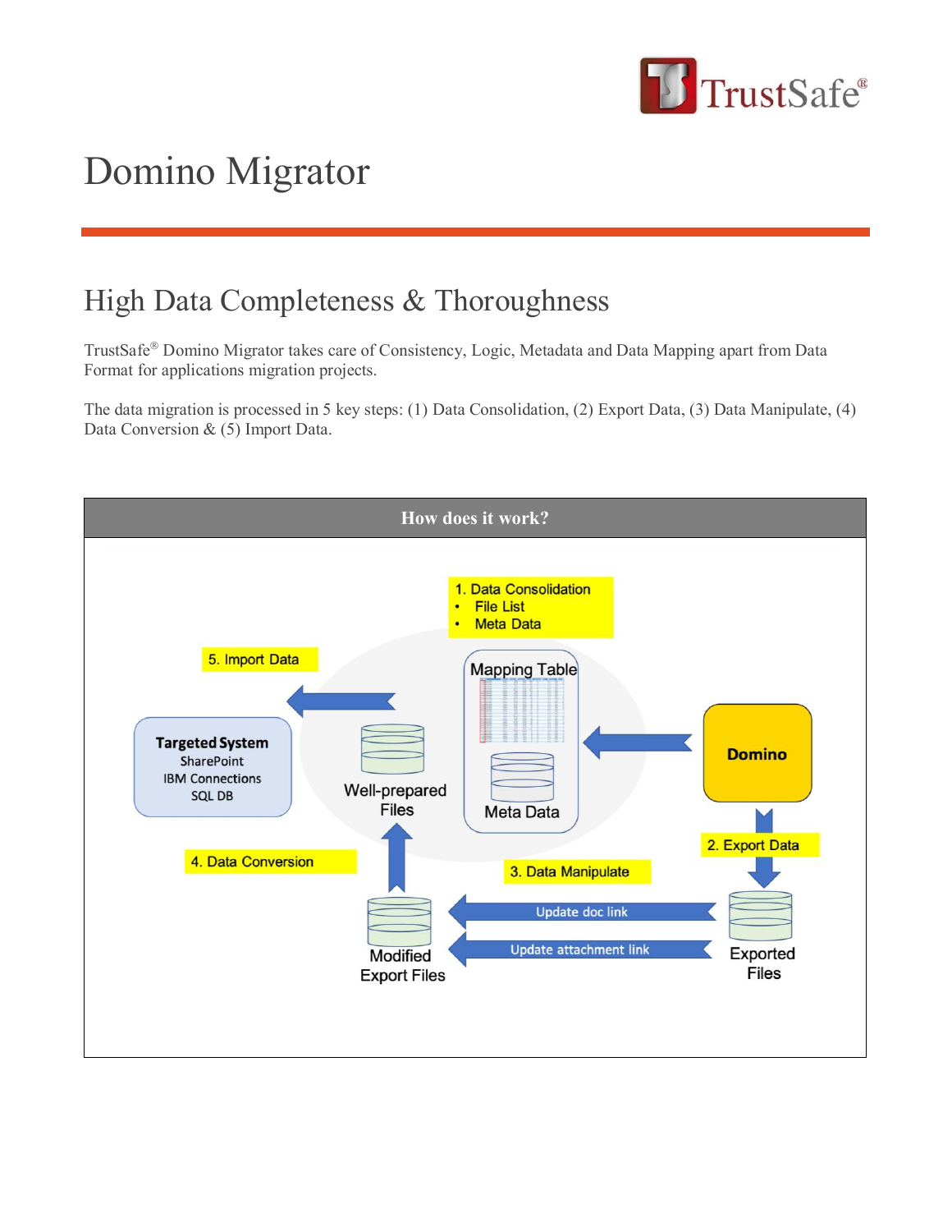# Domino Migrator

## High Data Completeness & Thoroughness

TrustSafe® Domino Migrator takes care of Consistency, Logic, Metadata and Data Mapping apart from Data Format for applications migration projects.

The data migration is processed in 5 key steps: (1) Data Consolidation, (2) Export Data, (3) Data Manipulate, (4) Data Conversion & (5) Import Data.

### How does it work?

1. Data Consolidation
   - File List
   - Meta Data

Mapping Table

Meta Data

Domino

2. Export Data

Exported Files

3. Data Manipulate

Update doc link

Update attachment link

Modified Export Files

4. Data Conversion

Well-prepared Files

5. Import Data

**Targeted System**
SharePoint
IBM Connections
SQL DB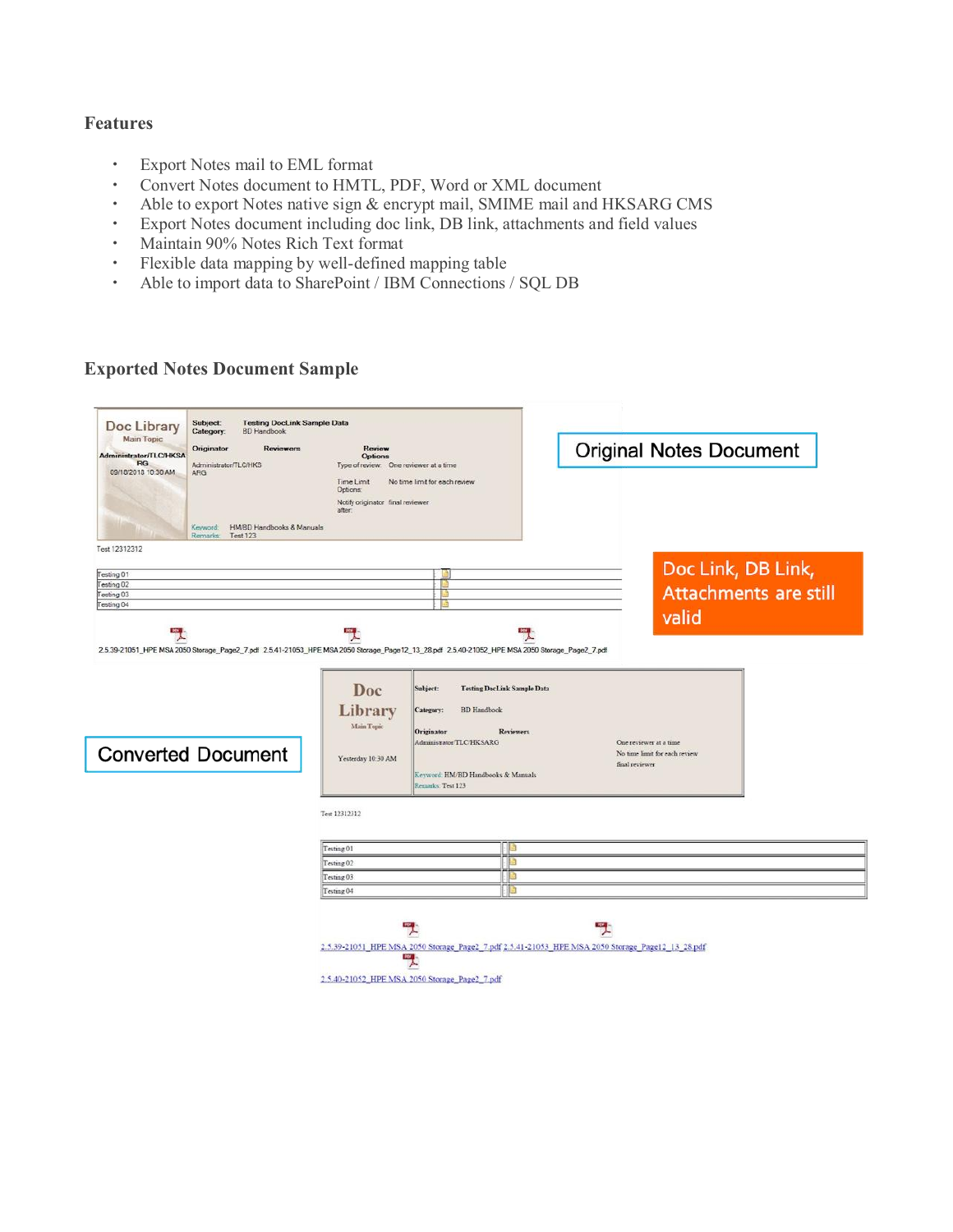## Features

- Export Notes mail to EML format
- Convert Notes document to HMTL, PDF, Word or XML document
- Able to export Notes native sign & encrypt mail, SMIME mail and HKSARG CMS
- Export Notes document including doc link, DB link, attachments and field values
- Maintain 90% Notes Rich Text format
- Flexible data mapping by well-defined mapping table
- Able to import data to SharePoint / IBM Connections / SQL DB

## Exported Notes Document Sample

Original Notes Document

Doc Link, DB Link, Attachments are still valid

Converted Document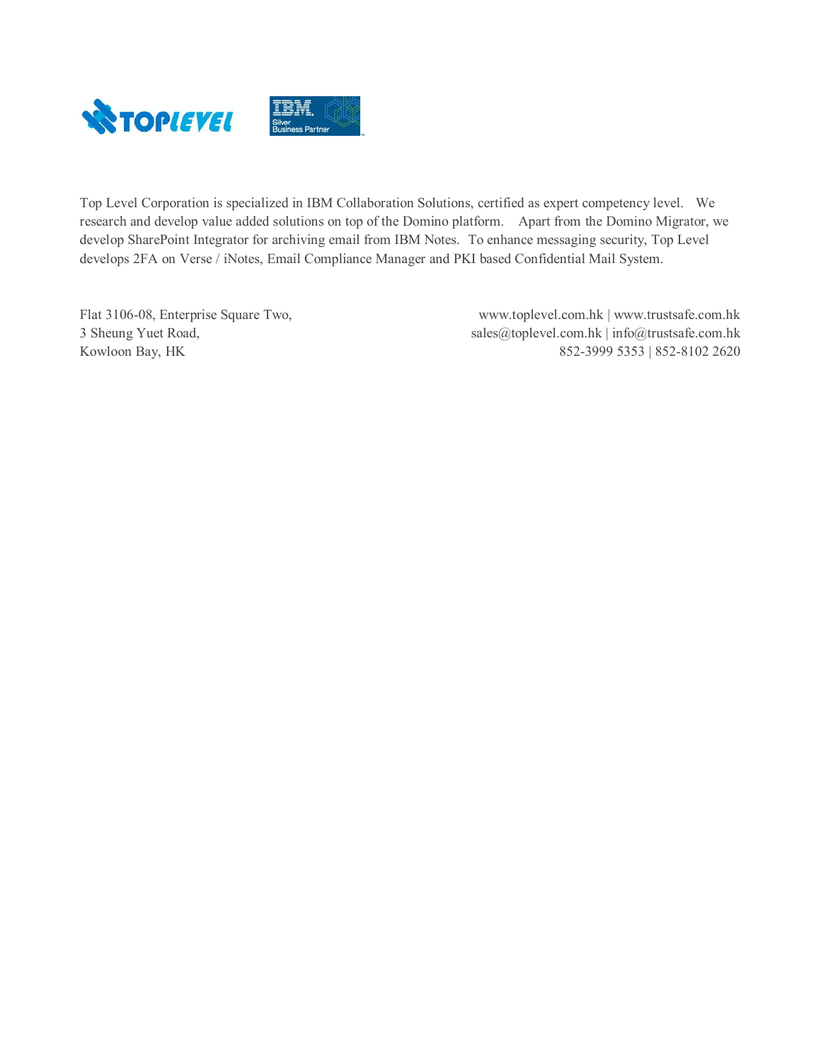Top Level Corporation is specialized in IBM Collaboration Solutions, certified as expert competency level. We research and develop value added solutions on top of the Domino platform. Apart from the Domino Migrator, we develop SharePoint Integrator for archiving email from IBM Notes. To enhance messaging security, Top Level develops 2FA on Verse / iNotes, Email Compliance Manager and PKI based Confidential Mail System.

Flat 3106-08, Enterprise Square Two,
3 Sheung Yuet Road,
Kowloon Bay, HK

www.toplevel.com.hk | www.trustsafe.com.hk
sales@toplevel.com.hk | info@trustsafe.com.hk
852-3999 5353 | 852-8102 2620